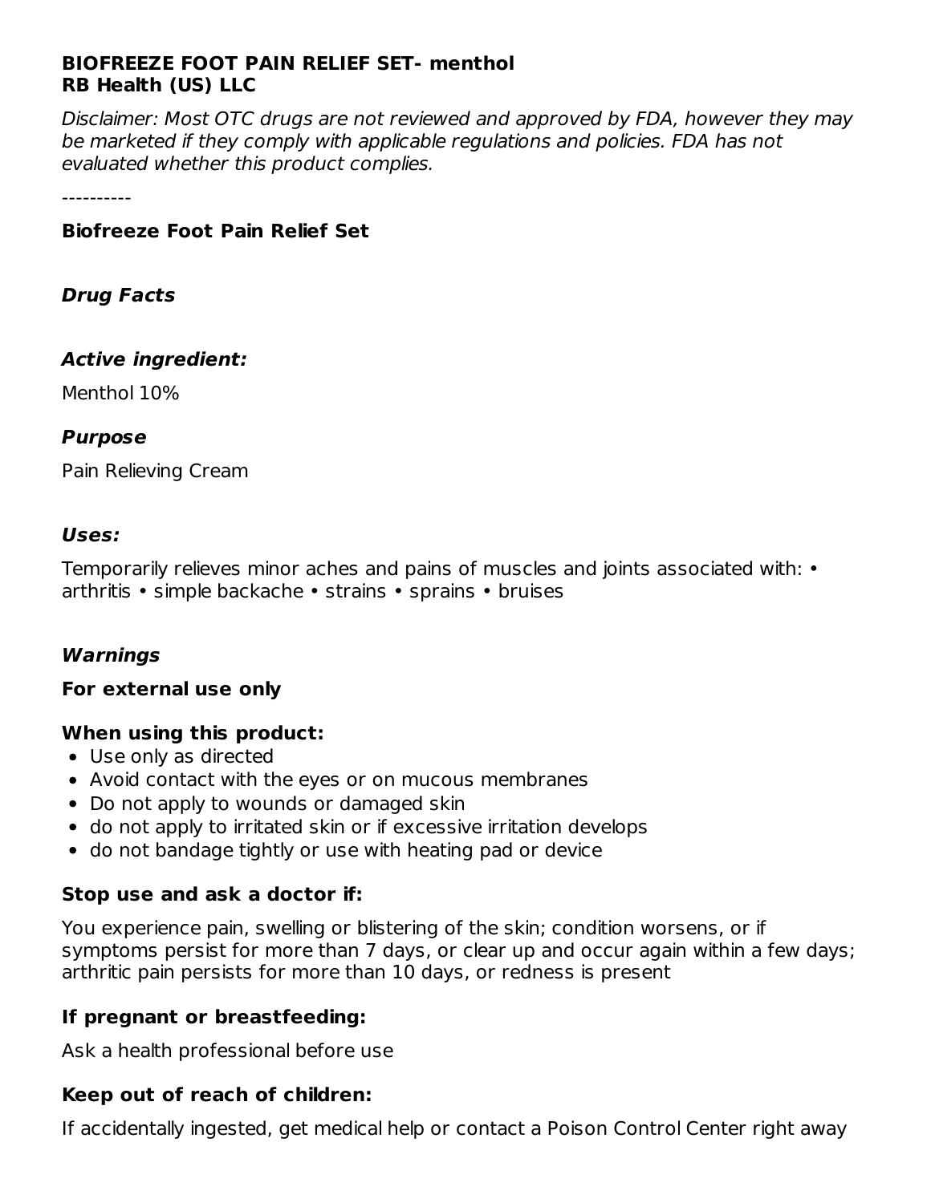**BIOFREEZE FOOT PAIN RELIEF SET- menthol**
**RB Health (US) LLC**

*Disclaimer: Most OTC drugs are not reviewed and approved by FDA, however they may be marketed if they comply with applicable regulations and policies. FDA has not evaluated whether this product complies.*

----------

**Biofreeze Foot Pain Relief Set**

### *Drug Facts*

### *Active ingredient:*

Menthol 10%

### *Purpose*

Pain Relieving Cream

### *Uses:*

Temporarily relieves minor aches and pains of muscles and joints associated with: • arthritis • simple backache • strains • sprains • bruises

### *Warnings*

**For external use only**

**When using this product:**

- Use only as directed
- Avoid contact with the eyes or on mucous membranes
- Do not apply to wounds or damaged skin
- do not apply to irritated skin or if excessive irritation develops
- do not bandage tightly or use with heating pad or device

**Stop use and ask a doctor if:**

You experience pain, swelling or blistering of the skin; condition worsens, or if symptoms persist for more than 7 days, or clear up and occur again within a few days; arthritic pain persists for more than 10 days, or redness is present

**If pregnant or breastfeeding:**

Ask a health professional before use

**Keep out of reach of children:**

If accidentally ingested, get medical help or contact a Poison Control Center right away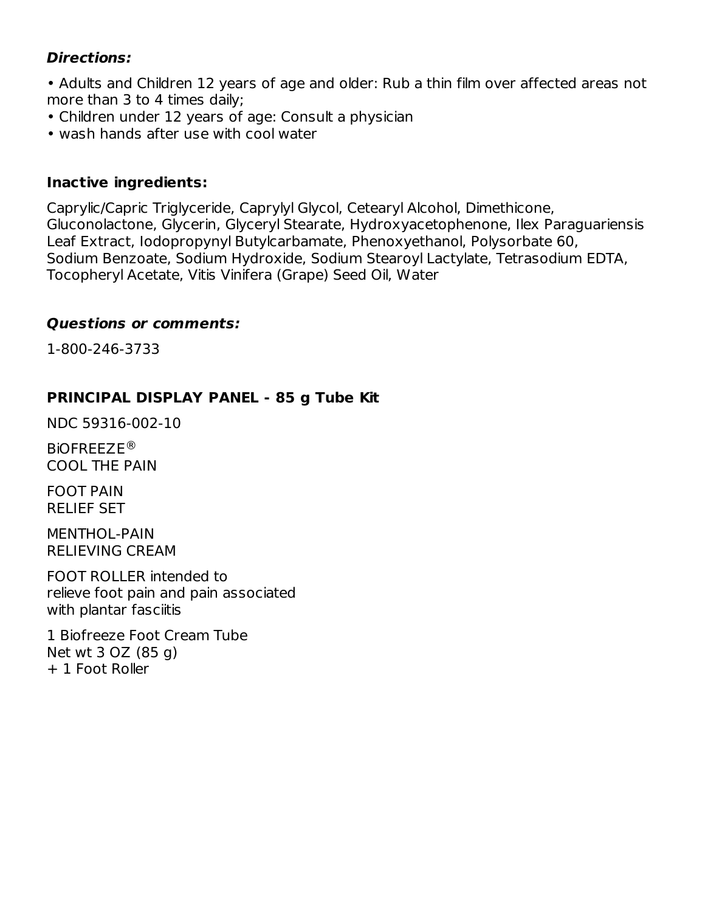***Directions:***

- Adults and Children 12 years of age and older: Rub a thin film over affected areas not more than 3 to 4 times daily;
- Children under 12 years of age: Consult a physician
- wash hands after use with cool water

**Inactive ingredients:**

Caprylic/Capric Triglyceride, Caprylyl Glycol, Cetearyl Alcohol, Dimethicone, Gluconolactone, Glycerin, Glyceryl Stearate, Hydroxyacetophenone, Ilex Paraguariensis Leaf Extract, Iodopropynyl Butylcarbamate, Phenoxyethanol, Polysorbate 60, Sodium Benzoate, Sodium Hydroxide, Sodium Stearoyl Lactylate, Tetrasodium EDTA, Tocopheryl Acetate, Vitis Vinifera (Grape) Seed Oil, Water

***Questions or comments:***

1-800-246-3733

**PRINCIPAL DISPLAY PANEL - 85 g Tube Kit**

NDC 59316-002-10

BiOFREEZE®
COOL THE PAIN

FOOT PAIN
RELIEF SET

MENTHOL-PAIN
RELIEVING CREAM

FOOT ROLLER intended to
relieve foot pain and pain associated
with plantar fasciitis

1 Biofreeze Foot Cream Tube
Net wt 3 OZ (85 g)
+ 1 Foot Roller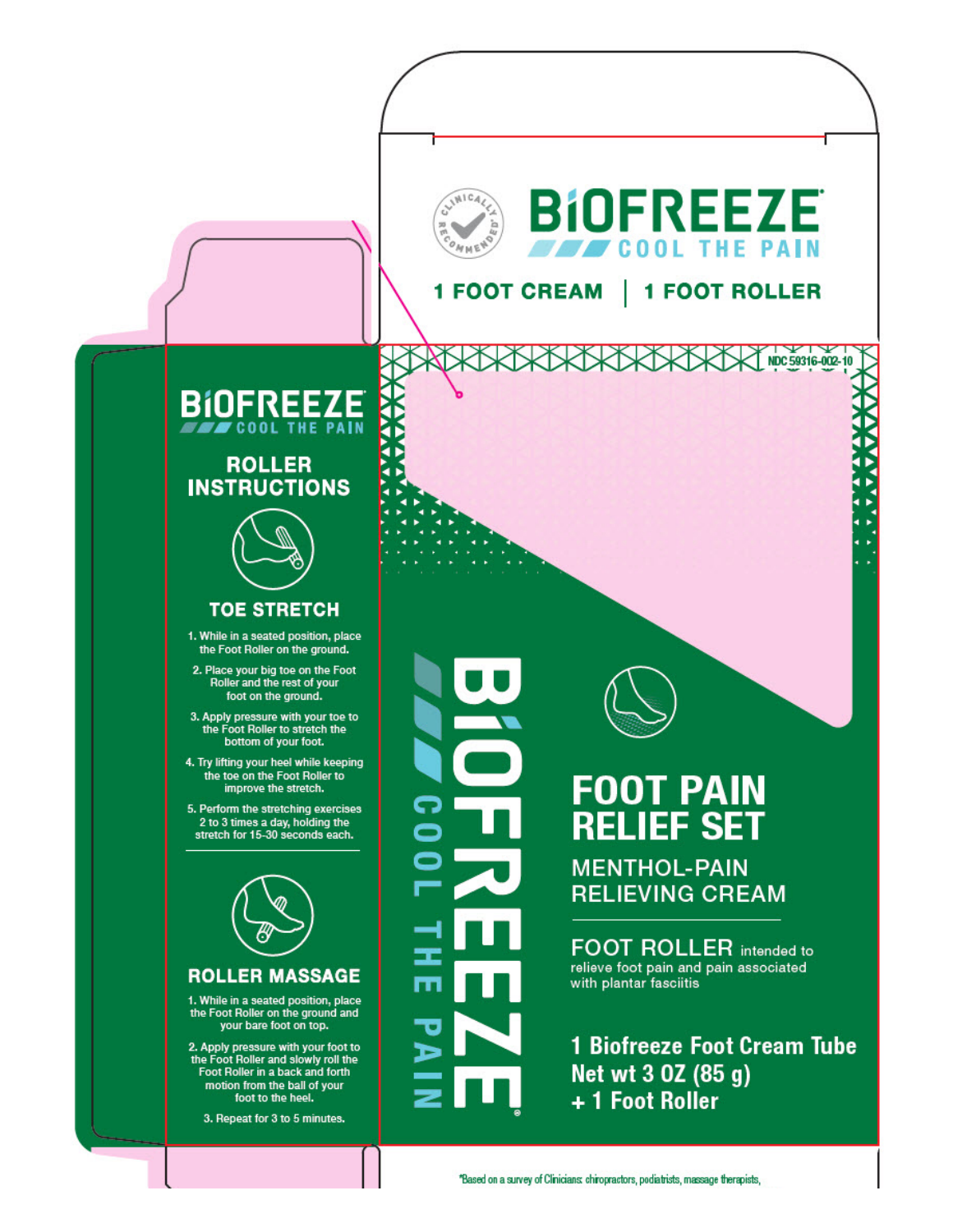# BIOFREEZE

COOL THE PAIN

CLINICALLY RECOMMENDED*

1 FOOT CREAM | 1 FOOT ROLLER

## BIOFREEZE

COOL THE PAIN

### ROLLER INSTRUCTIONS

#### TOE STRETCH

1. While in a seated position, place the Foot Roller on the ground.
2. Place your big toe on the Foot Roller and the rest of your foot on the ground.
3. Apply pressure with your toe to the Foot Roller to stretch the bottom of your foot.
4. Try lifting your heel while keeping the toe on the Foot Roller to improve the stretch.
5. Perform the stretching exercises 2 to 3 times a day, holding the stretch for 15-30 seconds each.

#### ROLLER MASSAGE

1. While in a seated position, place the Foot Roller on the ground and your bare foot on top.
2. Apply pressure with your foot to the Foot Roller and slowly roll the Foot Roller in a back and forth motion from the ball of your foot to the heel.
3. Repeat for 3 to 5 minutes.

NDC 59316-002-10

BIOFREEZE®

COOL THE PAIN

## FOOT PAIN RELIEF SET

MENTHOL-PAIN RELIEVING CREAM

FOOT ROLLER intended to relieve foot pain and pain associated with plantar fasciitis

**1 Biofreeze Foot Cream Tube**
**Net wt 3 OZ (85 g)**
**+ 1 Foot Roller**

*Based on a survey of Clinicians: chiropractors, podiatrists, massage therapists,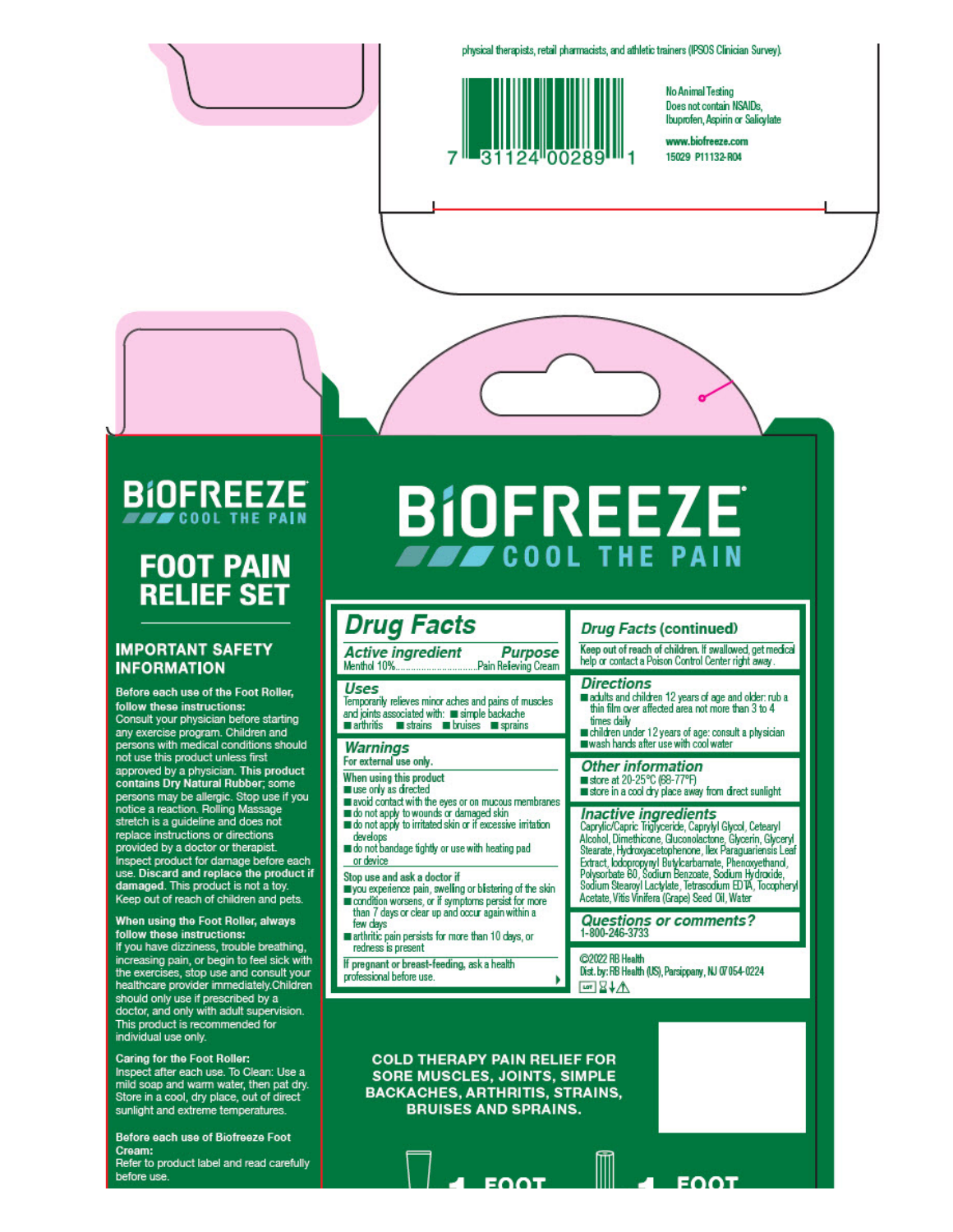physical therapists, retail pharmacists, and athletic trainers (IPSOS Clinician Survey).

7 31124 00289 1

No Animal Testing
Does not contain NSAIDs, Ibuprofen, Aspirin or Salicylate

www.biofreeze.com
15029 P11132-R04

# BIOFREEZE®
COOL THE PAIN

## FOOT PAIN RELIEF SET

### IMPORTANT SAFETY INFORMATION

**Before each use of the Foot Roller, follow these instructions:**
Consult your physician before starting any exercise program. Children and persons with medical conditions should not use this product unless first approved by a physician. **This product contains Dry Natural Rubber**; some persons may be allergic. Stop use if you notice a reaction. Rolling Massage stretch is a guideline and does not replace instructions or directions provided by a doctor or therapist. Inspect product for damage before each use. **Discard and replace the product if damaged.** This product is not a toy. Keep out of reach of children and pets.

**When using the Foot Roller, always follow these instructions:**
If you have dizziness, trouble breathing, increasing pain, or begin to feel sick with the exercises, stop use and consult your healthcare provider immediately. Children should only use if prescribed by a doctor, and only with adult supervision. This product is recommended for individual use only.

**Caring for the Foot Roller:**
Inspect after each use. To Clean: Use a mild soap and warm water, then pat dry. Store in a cool, dry place, out of direct sunlight and extreme temperatures.

**Before each use of Biofreeze Foot Cream:**
Refer to product label and read carefully before use.

# BIOFREEZE®
COOL THE PAIN

## Drug Facts

| ***Active ingredient*** | ***Purpose*** |
|---|---|
| Menthol 10% | Pain Relieving Cream |

***Uses***
Temporarily relieves minor aches and pains of muscles and joints associated with:
- simple backache
- arthritis
- strains
- bruises
- sprains

***Warnings***
For external use only.

When using this product
- use only as directed
- avoid contact with the eyes or on mucous membranes
- do not apply to wounds or damaged skin
- do not apply to irritated skin or if excessive irritation develops
- do not bandage tightly or use with heating pad or device

Stop use and ask a doctor if
- you experience pain, swelling or blistering of the skin
- condition worsens, or if symptoms persist for more than 7 days or clear up and occur again within a few days
- arthritic pain persists for more than 10 days, or redness is present

If pregnant or breast-feeding, ask a health professional before use.

## *Drug Facts* (continued)

Keep out of reach of children. If swallowed, get medical help or contact a Poison Control Center right away.

***Directions***
- adults and children 12 years of age and older: rub a thin film over affected area not more than 3 to 4 times daily
- children under 12 years of age: consult a physician
- wash hands after use with cool water

***Other information***
- store at 20-25°C (68-77°F)
- store in a cool dry place away from direct sunlight

***Inactive ingredients***
Caprylic/Capric Triglyceride, Caprylyl Glycol, Cetearyl Alcohol, Dimethicone, Gluconolactone, Glycerin, Glyceryl Stearate, Hydroxyacetophenone, Ilex Paraguariensis Leaf Extract, Iodopropynyl Butylcarbamate, Phenoxyethanol, Polysorbate 60, Sodium Benzoate, Sodium Hydroxide, Sodium Stearoyl Lactylate, Tetrasodium EDTA, Tocopheryl Acetate, Vitis Vinifera (Grape) Seed Oil, Water

***Questions or comments?***
1-800-246-3733

©2022 RB Health
Dist. by: RB Health (US), Parsippany, NJ 07054-0224

**COLD THERAPY PAIN RELIEF FOR SORE MUSCLES, JOINTS, SIMPLE BACKACHES, ARTHRITIS, STRAINS, BRUISES AND SPRAINS.**

1 FOOT 1 FOOT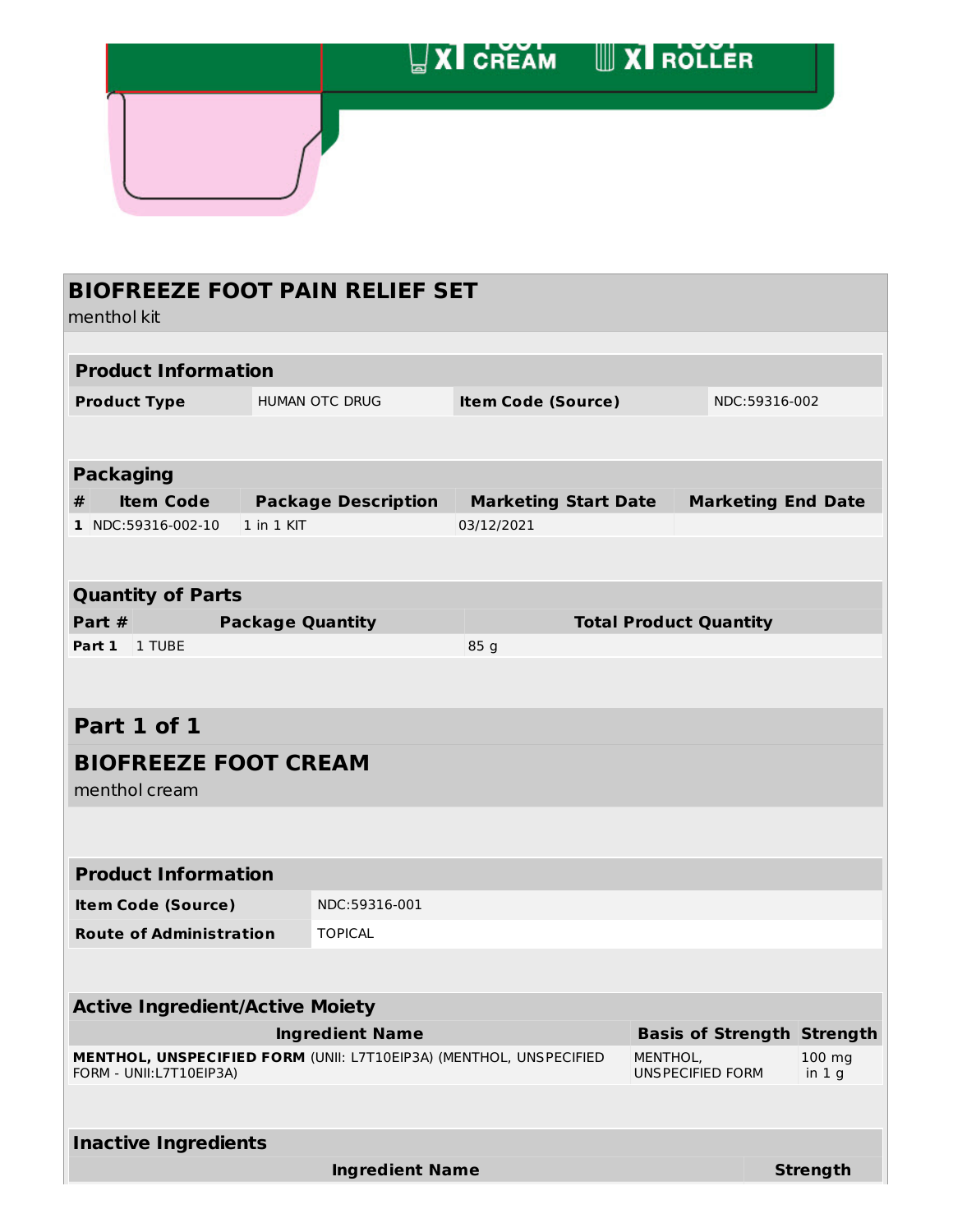x1 FOOT CREAM x1 FOOT ROLLER

## BIOFREEZE FOOT PAIN RELIEF SET

menthol kit

| Product Information | | | |
|---|---|---|---|
| **Product Type** | HUMAN OTC DRUG | **Item Code (Source)** | NDC:59316-002 |

| Packaging | | | | |
|---|---|---|---|---|
| **#** | **Item Code** | **Package Description** | **Marketing Start Date** | **Marketing End Date** |
| **1** | NDC:59316-002-10 | 1 in 1 KIT | 03/12/2021 | |

| Quantity of Parts | | |
|---|---|---|
| **Part #** | **Package Quantity** | **Total Product Quantity** |
| **Part 1** | 1 TUBE | 85 g |

## Part 1 of 1

## BIOFREEZE FOOT CREAM

menthol cream

| Product Information | |
|---|---|
| **Item Code (Source)** | NDC:59316-001 |
| **Route of Administration** | TOPICAL |

| Active Ingredient/Active Moiety | | |
|---|---|---|
| **Ingredient Name** | **Basis of Strength** | **Strength** |
| **MENTHOL, UNSPECIFIED FORM** (UNII: L7T10EIP3A) (MENTHOL, UNSPECIFIED FORM - UNII:L7T10EIP3A) | MENTHOL, UNSPECIFIED FORM | 100 mg in 1 g |

| Inactive Ingredients | |
|---|---|
| **Ingredient Name** | **Strength** |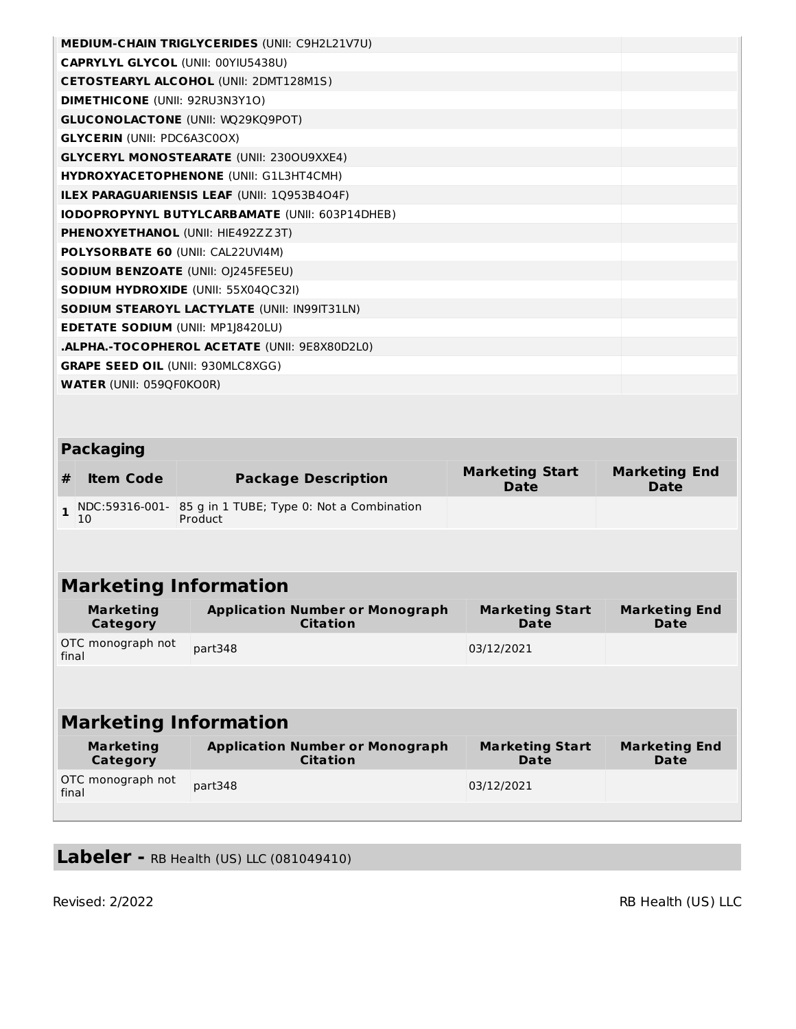| | |
|---|---|
| **MEDIUM-CHAIN TRIGLYCERIDES** (UNII: C9H2L21V7U) | |
| **CAPRYLYL GLYCOL** (UNII: 00YIU5438U) | |
| **CETOSTEARYL ALCOHOL** (UNII: 2DMT128M1S) | |
| **DIMETHICONE** (UNII: 92RU3N3Y1O) | |
| **GLUCONOLACTONE** (UNII: WQ29KQ9POT) | |
| **GLYCERIN** (UNII: PDC6A3C0OX) | |
| **GLYCERYL MONOSTEARATE** (UNII: 230OU9XXE4) | |
| **HYDROXYACETOPHENONE** (UNII: G1L3HT4CMH) | |
| **ILEX PARAGUARIENSIS LEAF** (UNII: 1Q953B4O4F) | |
| **IODOPROPYNYL BUTYLCARBAMATE** (UNII: 603P14DHEB) | |
| **PHENOXYETHANOL** (UNII: HIE492ZZ3T) | |
| **POLYSORBATE 60** (UNII: CAL22UVI4M) | |
| **SODIUM BENZOATE** (UNII: OJ245FE5EU) | |
| **SODIUM HYDROXIDE** (UNII: 55X04QC32I) | |
| **SODIUM STEAROYL LACTYLATE** (UNII: IN99IT31LN) | |
| **EDETATE SODIUM** (UNII: MP1J8420LU) | |
| **.ALPHA.-TOCOPHEROL ACETATE** (UNII: 9E8X80D2L0) | |
| **GRAPE SEED OIL** (UNII: 930MLC8XGG) | |
| **WATER** (UNII: 059QF0KO0R) | |

## Packaging

| # | Item Code | Package Description | Marketing Start Date | Marketing End Date |
|---|---|---|---|---|
| 1 | NDC:59316-001-10 | 85 g in 1 TUBE; Type 0: Not a Combination Product | | |

## Marketing Information

| Marketing Category | Application Number or Monograph Citation | Marketing Start Date | Marketing End Date |
|---|---|---|---|
| OTC monograph not final | part348 | 03/12/2021 | |

## Marketing Information

| Marketing Category | Application Number or Monograph Citation | Marketing Start Date | Marketing End Date |
|---|---|---|---|
| OTC monograph not final | part348 | 03/12/2021 | |

## Labeler - RB Health (US) LLC (081049410)

Revised: 2/2022

RB Health (US) LLC